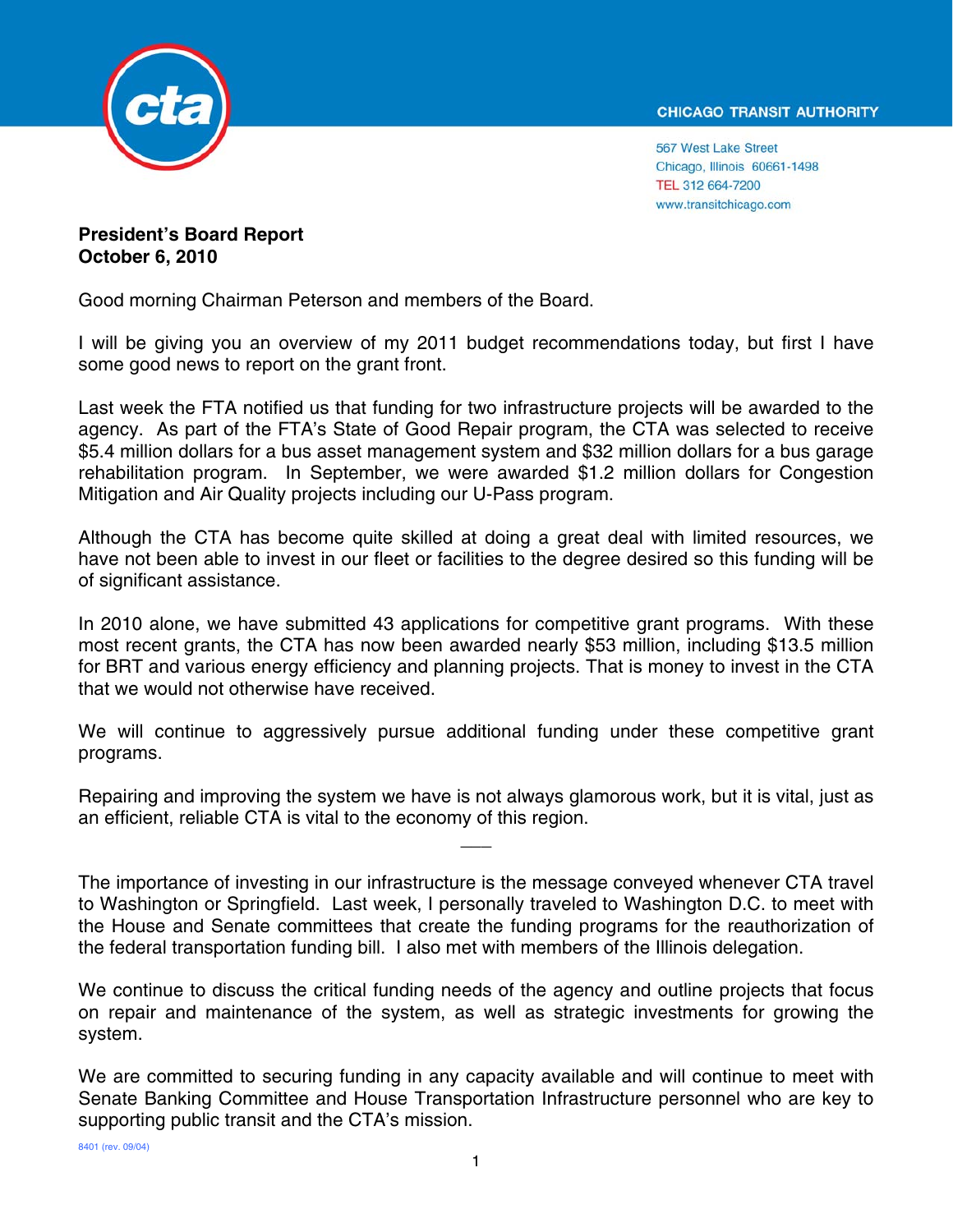CHICAGO TRANSIT AUTHORITY

567 West Lake Street
Chicago, Illinois 60661-1498
TEL 312 664-7200
www.transitchicago.com

**President's Board Report**
**October 6, 2010**

Good morning Chairman Peterson and members of the Board.

I will be giving you an overview of my 2011 budget recommendations today, but first I have some good news to report on the grant front.

Last week the FTA notified us that funding for two infrastructure projects will be awarded to the agency. As part of the FTA's State of Good Repair program, the CTA was selected to receive $5.4 million dollars for a bus asset management system and $32 million dollars for a bus garage rehabilitation program. In September, we were awarded $1.2 million dollars for Congestion Mitigation and Air Quality projects including our U-Pass program.

Although the CTA has become quite skilled at doing a great deal with limited resources, we have not been able to invest in our fleet or facilities to the degree desired so this funding will be of significant assistance.

In 2010 alone, we have submitted 43 applications for competitive grant programs. With these most recent grants, the CTA has now been awarded nearly $53 million, including $13.5 million for BRT and various energy efficiency and planning projects. That is money to invest in the CTA that we would not otherwise have received.

We will continue to aggressively pursue additional funding under these competitive grant programs.

Repairing and improving the system we have is not always glamorous work, but it is vital, just as an efficient, reliable CTA is vital to the economy of this region.

---

The importance of investing in our infrastructure is the message conveyed whenever CTA travel to Washington or Springfield. Last week, I personally traveled to Washington D.C. to meet with the House and Senate committees that create the funding programs for the reauthorization of the federal transportation funding bill. I also met with members of the Illinois delegation.

We continue to discuss the critical funding needs of the agency and outline projects that focus on repair and maintenance of the system, as well as strategic investments for growing the system.

We are committed to securing funding in any capacity available and will continue to meet with Senate Banking Committee and House Transportation Infrastructure personnel who are key to supporting public transit and the CTA's mission.

8401 (rev. 09/04)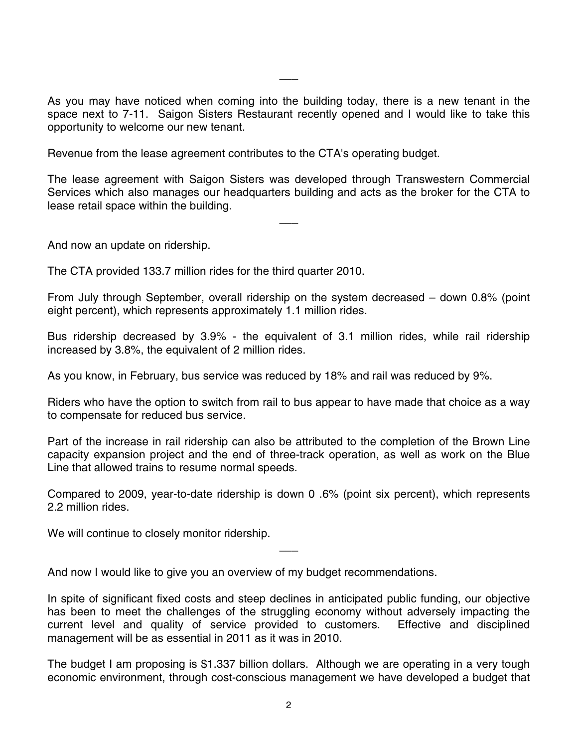___

As you may have noticed when coming into the building today, there is a new tenant in the space next to 7-11. Saigon Sisters Restaurant recently opened and I would like to take this opportunity to welcome our new tenant.

Revenue from the lease agreement contributes to the CTA's operating budget.

The lease agreement with Saigon Sisters was developed through Transwestern Commercial Services which also manages our headquarters building and acts as the broker for the CTA to lease retail space within the building.

___

And now an update on ridership.

The CTA provided 133.7 million rides for the third quarter 2010.

From July through September, overall ridership on the system decreased – down 0.8% (point eight percent), which represents approximately 1.1 million rides.

Bus ridership decreased by 3.9% - the equivalent of 3.1 million rides, while rail ridership increased by 3.8%, the equivalent of 2 million rides.

As you know, in February, bus service was reduced by 18% and rail was reduced by 9%.

Riders who have the option to switch from rail to bus appear to have made that choice as a way to compensate for reduced bus service.

Part of the increase in rail ridership can also be attributed to the completion of the Brown Line capacity expansion project and the end of three-track operation, as well as work on the Blue Line that allowed trains to resume normal speeds.

Compared to 2009, year-to-date ridership is down 0 .6% (point six percent), which represents 2.2 million rides.

We will continue to closely monitor ridership.

___

And now I would like to give you an overview of my budget recommendations.

In spite of significant fixed costs and steep declines in anticipated public funding, our objective has been to meet the challenges of the struggling economy without adversely impacting the current level and quality of service provided to customers. Effective and disciplined management will be as essential in 2011 as it was in 2010.

The budget I am proposing is $1.337 billion dollars. Although we are operating in a very tough economic environment, through cost-conscious management we have developed a budget that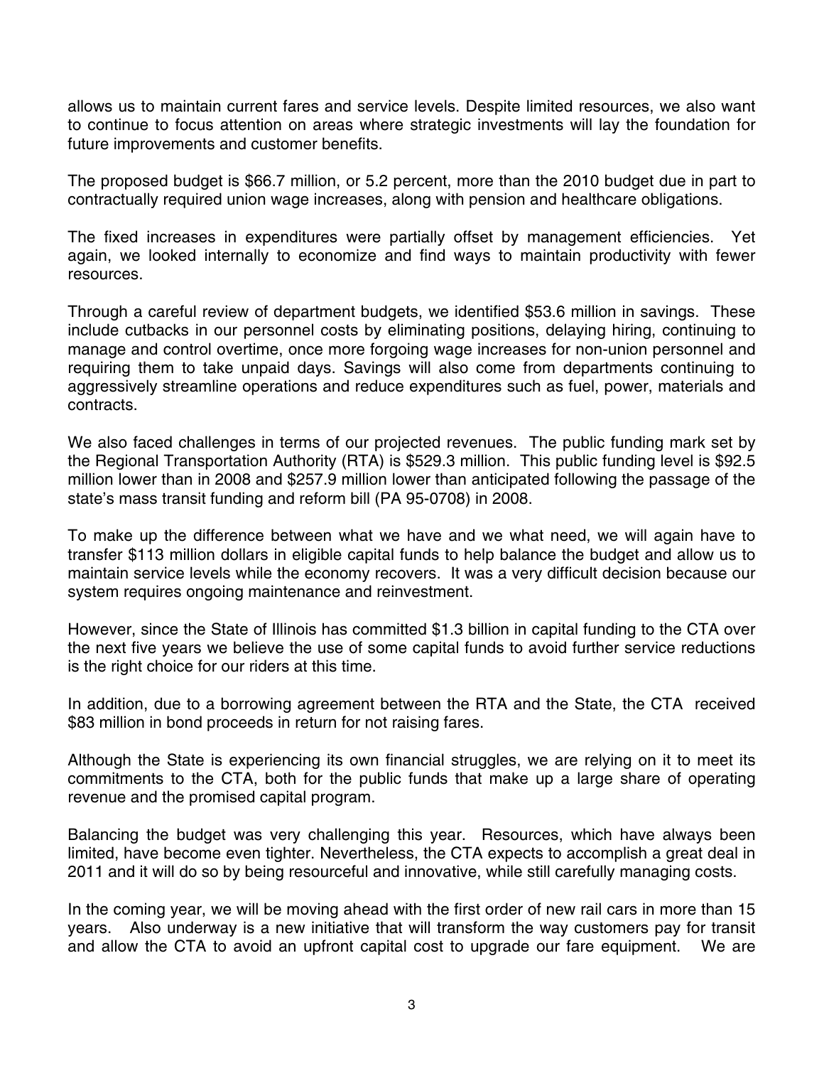allows us to maintain current fares and service levels. Despite limited resources, we also want to continue to focus attention on areas where strategic investments will lay the foundation for future improvements and customer benefits.

The proposed budget is $66.7 million, or 5.2 percent, more than the 2010 budget due in part to contractually required union wage increases, along with pension and healthcare obligations.

The fixed increases in expenditures were partially offset by management efficiencies. Yet again, we looked internally to economize and find ways to maintain productivity with fewer resources.

Through a careful review of department budgets, we identified $53.6 million in savings. These include cutbacks in our personnel costs by eliminating positions, delaying hiring, continuing to manage and control overtime, once more forgoing wage increases for non-union personnel and requiring them to take unpaid days. Savings will also come from departments continuing to aggressively streamline operations and reduce expenditures such as fuel, power, materials and contracts.

We also faced challenges in terms of our projected revenues. The public funding mark set by the Regional Transportation Authority (RTA) is $529.3 million. This public funding level is $92.5 million lower than in 2008 and $257.9 million lower than anticipated following the passage of the state's mass transit funding and reform bill (PA 95-0708) in 2008.

To make up the difference between what we have and we what need, we will again have to transfer $113 million dollars in eligible capital funds to help balance the budget and allow us to maintain service levels while the economy recovers. It was a very difficult decision because our system requires ongoing maintenance and reinvestment.

However, since the State of Illinois has committed $1.3 billion in capital funding to the CTA over the next five years we believe the use of some capital funds to avoid further service reductions is the right choice for our riders at this time.

In addition, due to a borrowing agreement between the RTA and the State, the CTA received $83 million in bond proceeds in return for not raising fares.

Although the State is experiencing its own financial struggles, we are relying on it to meet its commitments to the CTA, both for the public funds that make up a large share of operating revenue and the promised capital program.

Balancing the budget was very challenging this year. Resources, which have always been limited, have become even tighter. Nevertheless, the CTA expects to accomplish a great deal in 2011 and it will do so by being resourceful and innovative, while still carefully managing costs.

In the coming year, we will be moving ahead with the first order of new rail cars in more than 15 years. Also underway is a new initiative that will transform the way customers pay for transit and allow the CTA to avoid an upfront capital cost to upgrade our fare equipment. We are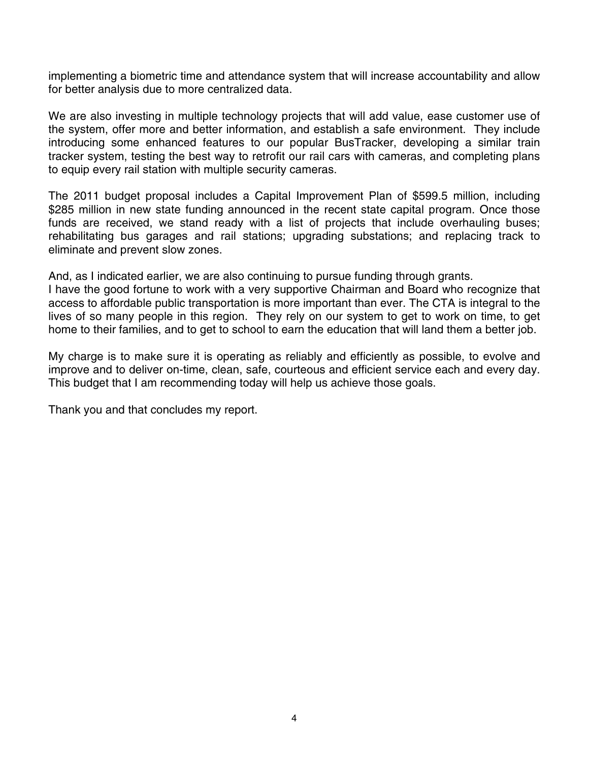implementing a biometric time and attendance system that will increase accountability and allow for better analysis due to more centralized data.

We are also investing in multiple technology projects that will add value, ease customer use of the system, offer more and better information, and establish a safe environment. They include introducing some enhanced features to our popular BusTracker, developing a similar train tracker system, testing the best way to retrofit our rail cars with cameras, and completing plans to equip every rail station with multiple security cameras.

The 2011 budget proposal includes a Capital Improvement Plan of $599.5 million, including $285 million in new state funding announced in the recent state capital program. Once those funds are received, we stand ready with a list of projects that include overhauling buses; rehabilitating bus garages and rail stations; upgrading substations; and replacing track to eliminate and prevent slow zones.

And, as I indicated earlier, we are also continuing to pursue funding through grants.
I have the good fortune to work with a very supportive Chairman and Board who recognize that access to affordable public transportation is more important than ever. The CTA is integral to the lives of so many people in this region. They rely on our system to get to work on time, to get home to their families, and to get to school to earn the education that will land them a better job.

My charge is to make sure it is operating as reliably and efficiently as possible, to evolve and improve and to deliver on-time, clean, safe, courteous and efficient service each and every day. This budget that I am recommending today will help us achieve those goals.

Thank you and that concludes my report.